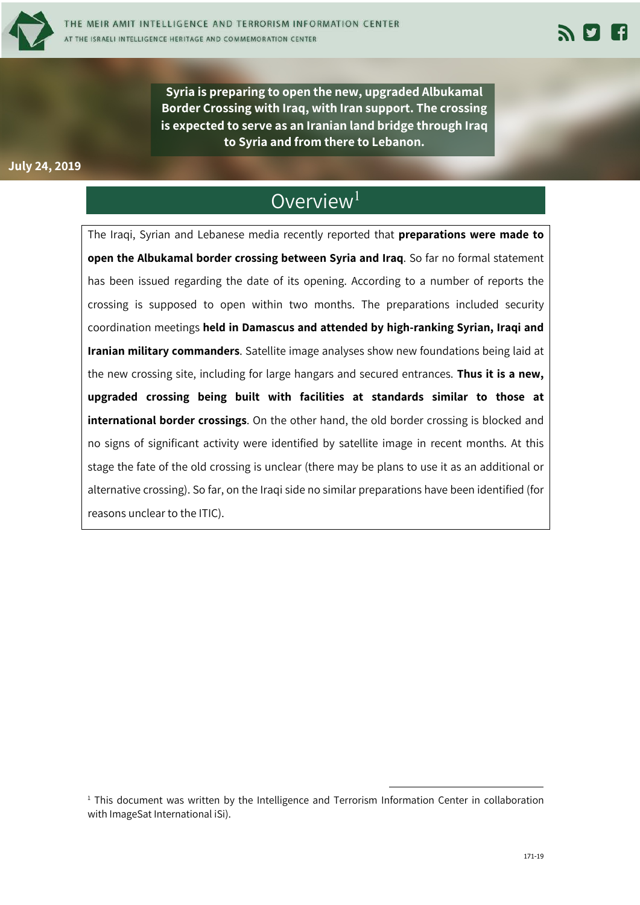# Syria is preparing to open the new, upgraded Albukamal Border Crossing with Iraq, with Iran support. The crossing is expected to serve as an Iranian land bridge through Iraq to Syria and from there to Lebanon.

**July 24, 2019**

## Overview[1]

The Iraqi, Syrian and Lebanese media recently reported that **preparations were made to open the Albukamal border crossing between Syria and Iraq**. So far no formal statement has been issued regarding the date of its opening. According to a number of reports the crossing is supposed to open within two months. The preparations included security coordination meetings **held in Damascus and attended by high-ranking Syrian, Iraqi and Iranian military commanders**. Satellite image analyses show new foundations being laid at the new crossing site, including for large hangars and secured entrances. **Thus it is a new, upgraded crossing being built with facilities at standards similar to those at international border crossings**. On the other hand, the old border crossing is blocked and no signs of significant activity were identified by satellite image in recent months. At this stage the fate of the old crossing is unclear (there may be plans to use it as an additional or alternative crossing). So far, on the Iraqi side no similar preparations have been identified (for reasons unclear to the ITIC).

[1] This document was written by the Intelligence and Terrorism Information Center in collaboration with ImageSat International iSi).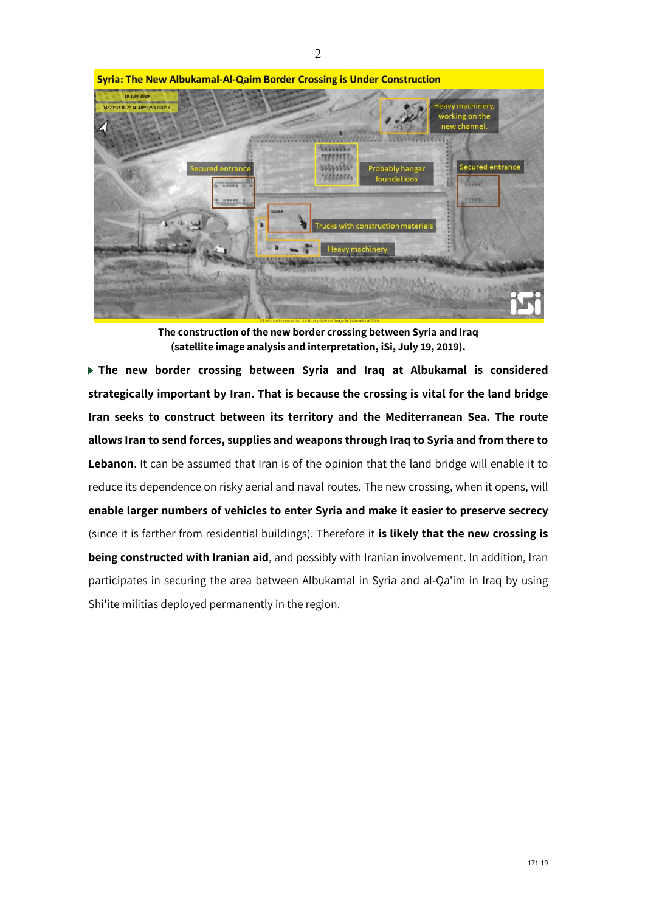**Syria: The New Albukamal-Al-Qaim Border Crossing is Under Construction**

**The construction of the new border crossing between Syria and Iraq (satellite image analysis and interpretation, iSi, July 19, 2019).**

- **The new border crossing between Syria and Iraq at Albukamal is considered strategically important by Iran. That is because the crossing is vital for the land bridge Iran seeks to construct between its territory and the Mediterranean Sea. The route allows Iran to send forces, supplies and weapons through Iraq to Syria and from there to Lebanon**. It can be assumed that Iran is of the opinion that the land bridge will enable it to reduce its dependence on risky aerial and naval routes. The new crossing, when it opens, will **enable larger numbers of vehicles to enter Syria and make it easier to preserve secrecy** (since it is farther from residential buildings). Therefore it **is likely that the new crossing is being constructed with Iranian aid**, and possibly with Iranian involvement. In addition, Iran participates in securing the area between Albukamal in Syria and al-Qa'im in Iraq by using Shi'ite militias deployed permanently in the region.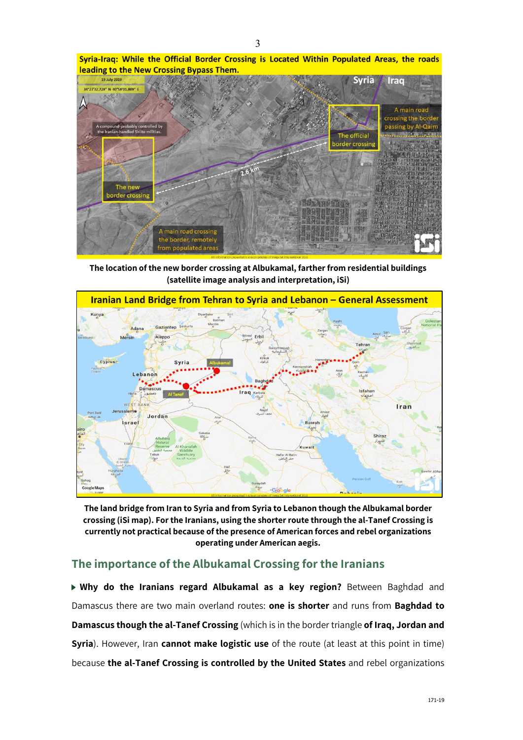**Syria-Iraq: While the Official Border Crossing is Located Within Populated Areas, the roads leading to the New Crossing Bypass Them.**

**The location of the new border crossing at Albukamal, farther from residential buildings (satellite image analysis and interpretation, iSi)**

**Iranian Land Bridge from Tehran to Syria and Lebanon – General Assessment**

**The land bridge from Iran to Syria and from Syria to Lebanon though the Albukamal border crossing (iSi map). For the Iranians, using the shorter route through the al-Tanef Crossing is currently not practical because of the presence of American forces and rebel organizations operating under American aegis.**

## The importance of the Albukamal Crossing for the Iranians

- **Why do the Iranians regard Albukamal as a key region?** Between Baghdad and Damascus there are two main overland routes: **one is shorter** and runs from **Baghdad to Damascus though the al-Tanef Crossing** (which is in the border triangle **of Iraq, Jordan and Syria**). However, Iran **cannot make logistic use** of the route (at least at this point in time) because **the al-Tanef Crossing is controlled by the United States** and rebel organizations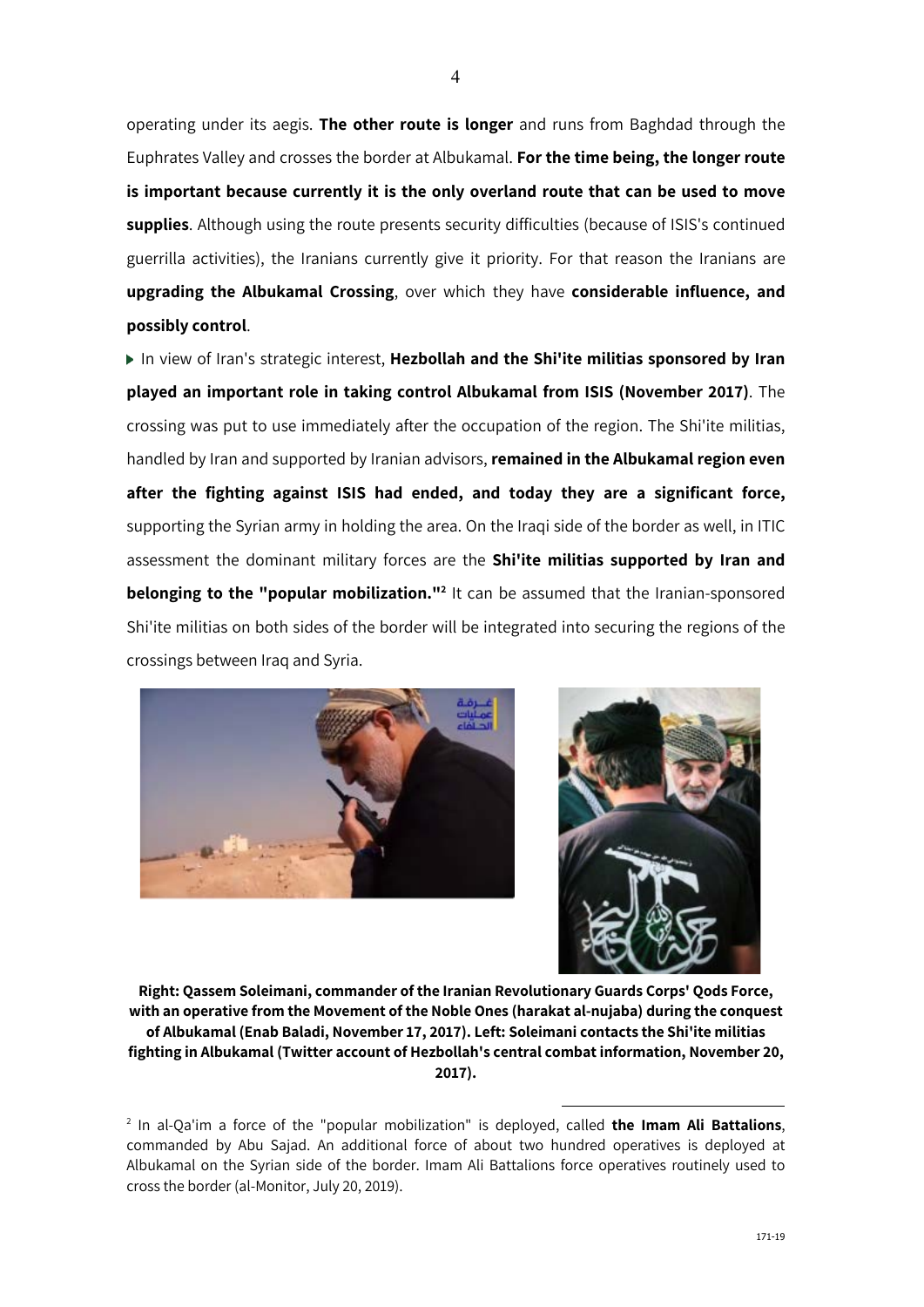operating under its aegis. **The other route is longer** and runs from Baghdad through the Euphrates Valley and crosses the border at Albukamal. **For the time being, the longer route is important because currently it is the only overland route that can be used to move supplies**. Although using the route presents security difficulties (because of ISIS's continued guerrilla activities), the Iranians currently give it priority. For that reason the Iranians are **upgrading the Albukamal Crossing**, over which they have **considerable influence, and possibly control**.

- In view of Iran's strategic interest, **Hezbollah and the Shi'ite militias sponsored by Iran played an important role in taking control Albukamal from ISIS (November 2017)**. The crossing was put to use immediately after the occupation of the region. The Shi'ite militias, handled by Iran and supported by Iranian advisors, **remained in the Albukamal region even after the fighting against ISIS had ended, and today they are a significant force,** supporting the Syrian army in holding the area. On the Iraqi side of the border as well, in ITIC assessment the dominant military forces are the **Shi'ite militias supported by Iran and belonging to the "popular mobilization."**[2] It can be assumed that the Iranian-sponsored Shi'ite militias on both sides of the border will be integrated into securing the regions of the crossings between Iraq and Syria.

**Right: Qassem Soleimani, commander of the Iranian Revolutionary Guards Corps' Qods Force, with an operative from the Movement of the Noble Ones (harakat al-nujaba) during the conquest of Albukamal (Enab Baladi, November 17, 2017). Left: Soleimani contacts the Shi'ite militias fighting in Albukamal (Twitter account of Hezbollah's central combat information, November 20, 2017).**

---

[2] In al-Qa'im a force of the "popular mobilization" is deployed, called **the Imam Ali Battalions**, commanded by Abu Sajad. An additional force of about two hundred operatives is deployed at Albukamal on the Syrian side of the border. Imam Ali Battalions force operatives routinely used to cross the border (al-Monitor, July 20, 2019).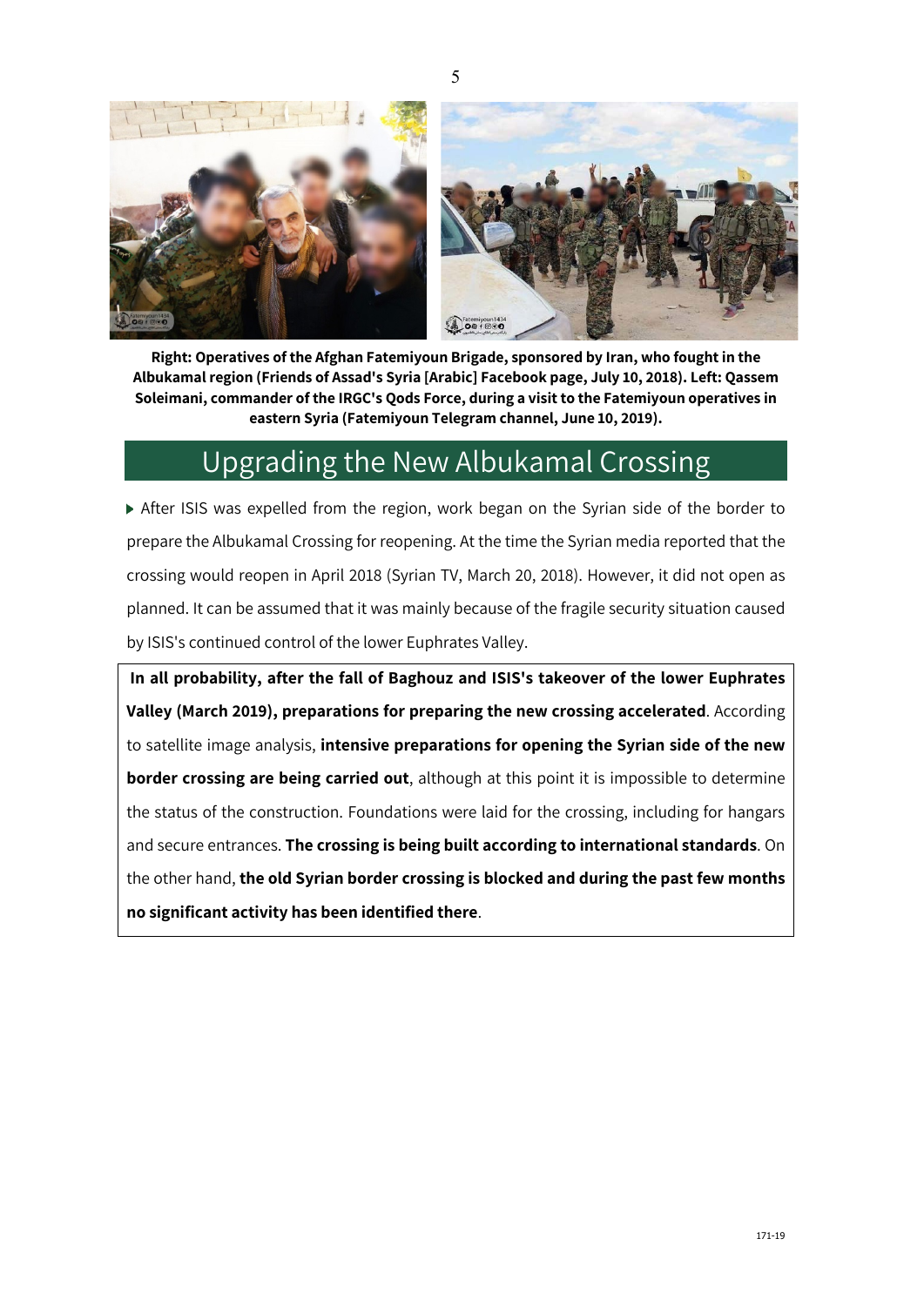**Right: Operatives of the Afghan Fatemiyoun Brigade, sponsored by Iran, who fought in the Albukamal region (Friends of Assad's Syria [Arabic] Facebook page, July 10, 2018). Left: Qassem Soleimani, commander of the IRGC's Qods Force, during a visit to the Fatemiyoun operatives in eastern Syria (Fatemiyoun Telegram channel, June 10, 2019).**

## Upgrading the New Albukamal Crossing

- After ISIS was expelled from the region, work began on the Syrian side of the border to prepare the Albukamal Crossing for reopening. At the time the Syrian media reported that the crossing would reopen in April 2018 (Syrian TV, March 20, 2018). However, it did not open as planned. It can be assumed that it was mainly because of the fragile security situation caused by ISIS's continued control of the lower Euphrates Valley.

**In all probability, after the fall of Baghouz and ISIS's takeover of the lower Euphrates Valley (March 2019), preparations for preparing the new crossing accelerated**. According to satellite image analysis, **intensive preparations for opening the Syrian side of the new border crossing are being carried out**, although at this point it is impossible to determine the status of the construction. Foundations were laid for the crossing, including for hangars and secure entrances. **The crossing is being built according to international standards**. On the other hand, **the old Syrian border crossing is blocked and during the past few months no significant activity has been identified there**.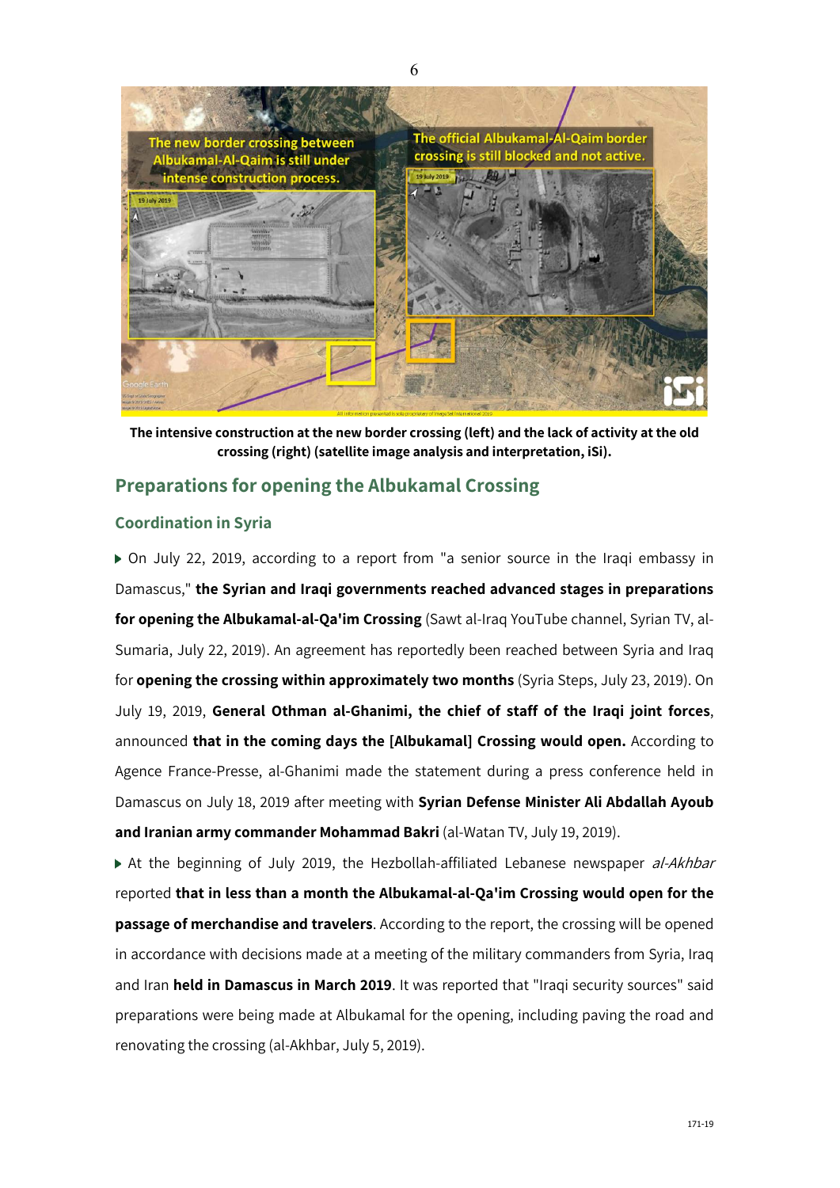The intensive construction at the new border crossing (left) and the lack of activity at the old crossing (right) (satellite image analysis and interpretation, iSi).

## Preparations for opening the Albukamal Crossing

### Coordination in Syria

- On July 22, 2019, according to a report from "a senior source in the Iraqi embassy in Damascus," **the Syrian and Iraqi governments reached advanced stages in preparations for opening the Albukamal-al-Qa'im Crossing** (Sawt al-Iraq YouTube channel, Syrian TV, al-Sumaria, July 22, 2019). An agreement has reportedly been reached between Syria and Iraq for **opening the crossing within approximately two months** (Syria Steps, July 23, 2019). On July 19, 2019, **General Othman al-Ghanimi, the chief of staff of the Iraqi joint forces**, announced **that in the coming days the [Albukamal] Crossing would open.** According to Agence France-Presse, al-Ghanimi made the statement during a press conference held in Damascus on July 18, 2019 after meeting with **Syrian Defense Minister Ali Abdallah Ayoub and Iranian army commander Mohammad Bakri** (al-Watan TV, July 19, 2019).
- At the beginning of July 2019, the Hezbollah-affiliated Lebanese newspaper *al-Akhbar* reported **that in less than a month the Albukamal-al-Qa'im Crossing would open for the passage of merchandise and travelers**. According to the report, the crossing will be opened in accordance with decisions made at a meeting of the military commanders from Syria, Iraq and Iran **held in Damascus in March 2019**. It was reported that "Iraqi security sources" said preparations were being made at Albukamal for the opening, including paving the road and renovating the crossing (al-Akhbar, July 5, 2019).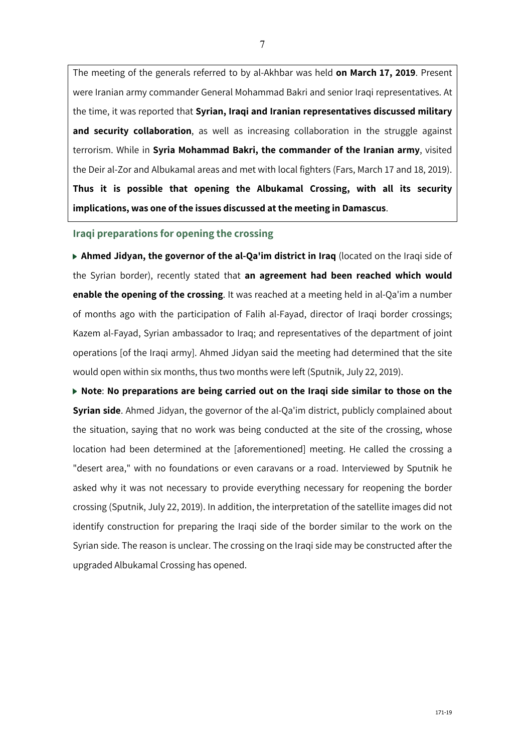The meeting of the generals referred to by al-Akhbar was held **on March 17, 2019**. Present were Iranian army commander General Mohammad Bakri and senior Iraqi representatives. At the time, it was reported that **Syrian, Iraqi and Iranian representatives discussed military and security collaboration**, as well as increasing collaboration in the struggle against terrorism. While in **Syria Mohammad Bakri, the commander of the Iranian army**, visited the Deir al-Zor and Albukamal areas and met with local fighters (Fars, March 17 and 18, 2019). **Thus it is possible that opening the Albukamal Crossing, with all its security implications, was one of the issues discussed at the meeting in Damascus**.

### Iraqi preparations for opening the crossing

- **Ahmed Jidyan, the governor of the al-Qa'im district in Iraq** (located on the Iraqi side of the Syrian border), recently stated that **an agreement had been reached which would enable the opening of the crossing**. It was reached at a meeting held in al-Qa'im a number of months ago with the participation of Falih al-Fayad, director of Iraqi border crossings; Kazem al-Fayad, Syrian ambassador to Iraq; and representatives of the department of joint operations [of the Iraqi army]. Ahmed Jidyan said the meeting had determined that the site would open within six months, thus two months were left (Sputnik, July 22, 2019).

- **Note**: **No preparations are being carried out on the Iraqi side similar to those on the Syrian side**. Ahmed Jidyan, the governor of the al-Qa'im district, publicly complained about the situation, saying that no work was being conducted at the site of the crossing, whose location had been determined at the [aforementioned] meeting. He called the crossing a "desert area," with no foundations or even caravans or a road. Interviewed by Sputnik he asked why it was not necessary to provide everything necessary for reopening the border crossing (Sputnik, July 22, 2019). In addition, the interpretation of the satellite images did not identify construction for preparing the Iraqi side of the border similar to the work on the Syrian side. The reason is unclear. The crossing on the Iraqi side may be constructed after the upgraded Albukamal Crossing has opened.